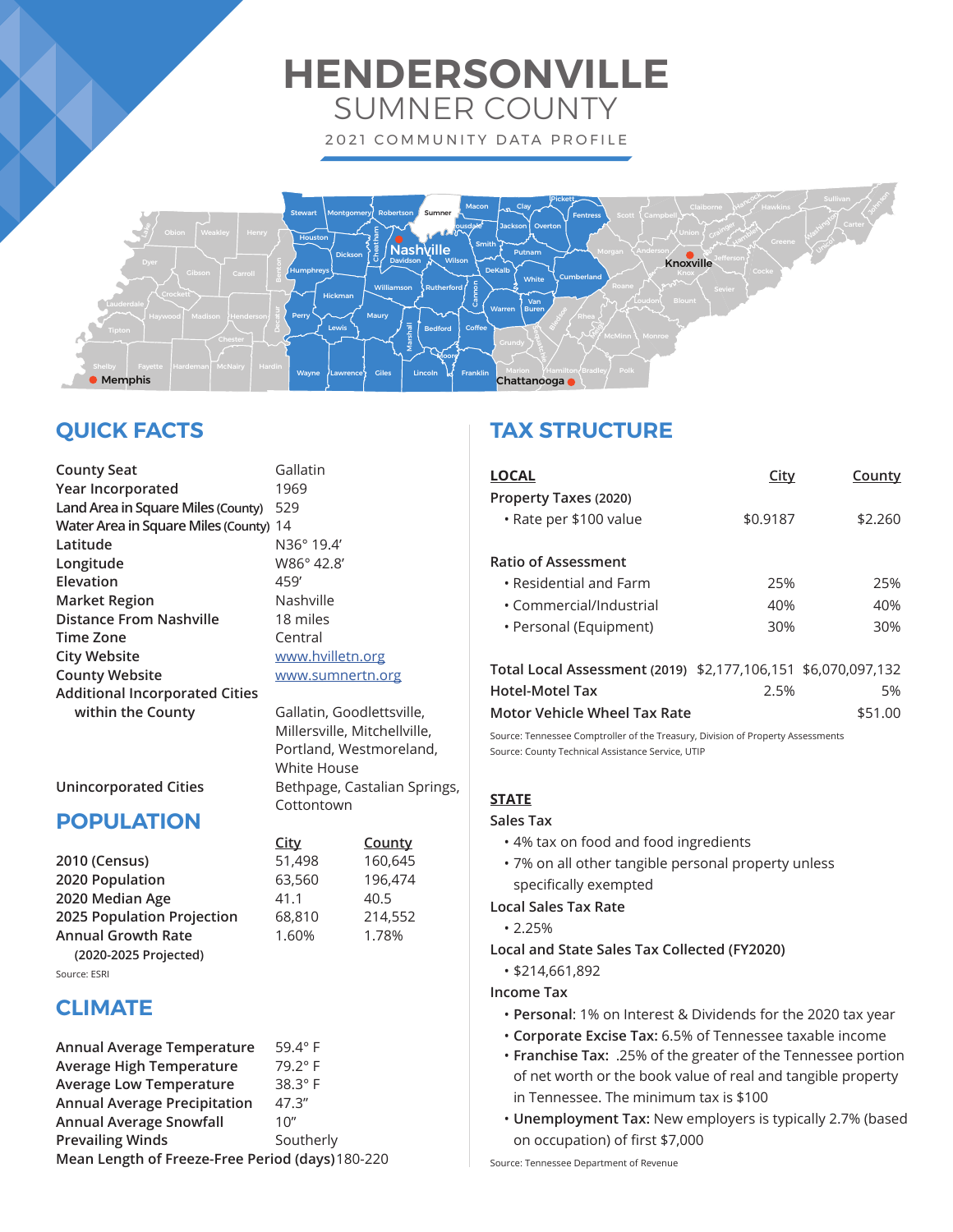# HENDERSONVILLE
## SUMNER COUNTY
2021 COMMUNITY DATA PROFILE

## QUICK FACTS

| | |
|---|---|
| County Seat | Gallatin |
| Year Incorporated | 1969 |
| Land Area in Square Miles (County) | 529 |
| Water Area in Square Miles (County) | 14 |
| Latitude | N36° 19.4' |
| Longitude | W86° 42.8' |
| Elevation | 459' |
| Market Region | Nashville |
| Distance From Nashville | 18 miles |
| Time Zone | Central |
| City Website | www.hvilletn.org |
| County Website | www.sumnertn.org |
| Additional Incorporated Cities within the County | Gallatin, Goodlettsville, Millersville, Mitchellville, Portland, Westmoreland, White House |
| Unincorporated Cities | Bethpage, Castalian Springs, Cottontown |

## POPULATION

| | City | County |
|---|---|---|
| 2010 (Census) | 51,498 | 160,645 |
| 2020 Population | 63,560 | 196,474 |
| 2020 Median Age | 41.1 | 40.5 |
| 2025 Population Projection | 68,810 | 214,552 |
| Annual Growth Rate (2020-2025 Projected) | 1.60% | 1.78% |

Source: ESRI

## CLIMATE

| | |
|---|---|
| Annual Average Temperature | 59.4° F |
| Average High Temperature | 79.2° F |
| Average Low Temperature | 38.3° F |
| Annual Average Precipitation | 47.3" |
| Annual Average Snowfall | 10" |
| Prevailing Winds | Southerly |
| Mean Length of Freeze-Free Period (days) | 180-220 |

## TAX STRUCTURE

| LOCAL | City | County |
|---|---|---|
| Property Taxes (2020) | | |
| • Rate per $100 value | $0.9187 | $2.260 |
| Ratio of Assessment | | |
| • Residential and Farm | 25% | 25% |
| • Commercial/Industrial | 40% | 40% |
| • Personal (Equipment) | 30% | 30% |
| Total Local Assessment (2019) | $2,177,106,151 | $6,070,097,132 |
| Hotel-Motel Tax | 2.5% | 5% |
| Motor Vehicle Wheel Tax Rate | | $51.00 |

Source: Tennessee Comptroller of the Treasury, Division of Property Assessments
Source: County Technical Assistance Service, UTIP

**STATE**

**Sales Tax**
- 4% tax on food and food ingredients
- 7% on all other tangible personal property unless specifically exempted

**Local Sales Tax Rate**
- 2.25%

**Local and State Sales Tax Collected (FY2020)**
- $214,661,892

**Income Tax**
- **Personal**: 1% on Interest & Dividends for the 2020 tax year
- **Corporate Excise Tax:** 6.5% of Tennessee taxable income
- **Franchise Tax:** .25% of the greater of the Tennessee portion of net worth or the book value of real and tangible property in Tennessee. The minimum tax is $100
- **Unemployment Tax:** New employers is typically 2.7% (based on occupation) of first $7,000

Source: Tennessee Department of Revenue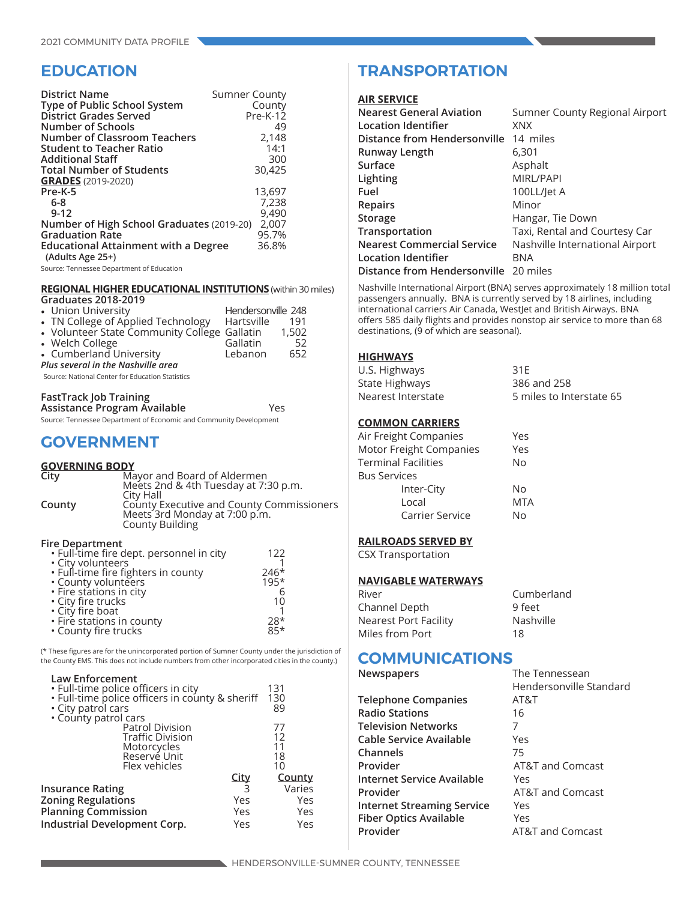# EDUCATION

| | |
|---|---|
| **District Name** | Sumner County |
| **Type of Public School System** | County |
| **District Grades Served** | Pre-K-12 |
| **Number of Schools** | 49 |
| **Number of Classroom Teachers** | 2,148 |
| **Student to Teacher Ratio** | 14:1 |
| **Additional Staff** | 300 |
| **Total Number of Students** | 30,425 |
| **GRADES** (2019-2020) | |
| **Pre-K-5** | 13,697 |
| **6-8** | 7,238 |
| **9-12** | 9,490 |
| **Number of High School Graduates** (2019-20) | 2,007 |
| **Graduation Rate** | 95.7% |
| **Educational Attainment with a Degree** (Adults Age 25+) | 36.8% |

Source: Tennessee Department of Education

**REGIONAL HIGHER EDUCATIONAL INSTITUTIONS** (within 30 miles)

**Graduates 2018-2019**

| | | |
|---|---|---|
| • Union University | Hendersonville | 248 |
| • TN College of Applied Technology | Hartsville | 191 |
| • Volunteer State Community College | Gallatin | 1,502 |
| • Welch College | Gallatin | 52 |
| • Cumberland University | Lebanon | 652 |

*Plus several in the Nashville area*

Source: National Center for Education Statistics

**FastTrack Job Training Assistance Program Available** — Yes

Source: Tennessee Department of Economic and Community Development

# GOVERNMENT

**GOVERNING BODY**

**City** — Mayor and Board of Aldermen
Meets 2nd & 4th Tuesday at 7:30 p.m.
City Hall

**County** — County Executive and County Commissioners
Meets 3rd Monday at 7:00 p.m.
County Building

**Fire Department**

| | |
|---|---|
| • Full-time fire dept. personnel in city | 122 |
| • City volunteers | 1 |
| • Full-time fire fighters in county | 246* |
| • County volunteers | 195* |
| • Fire stations in city | 6 |
| • City fire trucks | 10 |
| • City fire boat | 1 |
| • Fire stations in county | 28* |
| • County fire trucks | 85* |

(* These figures are for the unincorporated portion of Sumner County under the jurisdiction of the County EMS. This does not include numbers from other incorporated cities in the county.)

**Law Enforcement**

| | |
|---|---|
| • Full-time police officers in city | 131 |
| • Full-time police officers in county & sheriff | 130 |
| • City patrol cars | 89 |
| • County patrol cars | |
| Patrol Division | 77 |
| Traffic Division | 12 |
| Motorcycles | 11 |
| Reserve Unit | 18 |
| Flex vehicles | 10 |

| | City | County |
|---|---|---|
| **Insurance Rating** | 3 | Varies |
| **Zoning Regulations** | Yes | Yes |
| **Planning Commission** | Yes | Yes |
| **Industrial Development Corp.** | Yes | Yes |

# TRANSPORTATION

**AIR SERVICE**

| | |
|---|---|
| **Nearest General Aviation** | Sumner County Regional Airport |
| **Location Identifier** | XNX |
| **Distance from Hendersonville** | 14 miles |
| **Runway Length** | 6,301 |
| **Surface** | Asphalt |
| **Lighting** | MIRL/PAPI |
| **Fuel** | 100LL/Jet A |
| **Repairs** | Minor |
| **Storage** | Hangar, Tie Down |
| **Transportation** | Taxi, Rental and Courtesy Car |
| **Nearest Commercial Service** | Nashville International Airport |
| **Location Identifier** | BNA |
| **Distance from Hendersonville** | 20 miles |

Nashville International Airport (BNA) serves approximately 18 million total passengers annually. BNA is currently served by 18 airlines, including international carriers Air Canada, WestJet and British Airways. BNA offers 585 daily flights and provides nonstop air service to more than 68 destinations, (9 of which are seasonal).

**HIGHWAYS**

| | |
|---|---|
| U.S. Highways | 31E |
| State Highways | 386 and 258 |
| Nearest Interstate | 5 miles to Interstate 65 |

**COMMON CARRIERS**

| | |
|---|---|
| Air Freight Companies | Yes |
| Motor Freight Companies | Yes |
| Terminal Facilities | No |
| Bus Services | |
| Inter-City | No |
| Local | MTA |
| Carrier Service | No |

**RAILROADS SERVED BY**

CSX Transportation

**NAVIGABLE WATERWAYS**

| | |
|---|---|
| River | Cumberland |
| Channel Depth | 9 feet |
| Nearest Port Facility | Nashville |
| Miles from Port | 18 |

# COMMUNICATIONS

| | |
|---|---|
| **Newspapers** | The Tennessean<br>Hendersonville Standard |
| **Telephone Companies** | AT&T |
| **Radio Stations** | 16 |
| **Television Networks** | 7 |
| **Cable Service Available** | Yes |
| **Channels** | 75 |
| **Provider** | AT&T and Comcast |
| **Internet Service Available** | Yes |
| **Provider** | AT&T and Comcast |
| **Internet Streaming Service** | Yes |
| **Fiber Optics Available** | Yes |
| **Provider** | AT&T and Comcast |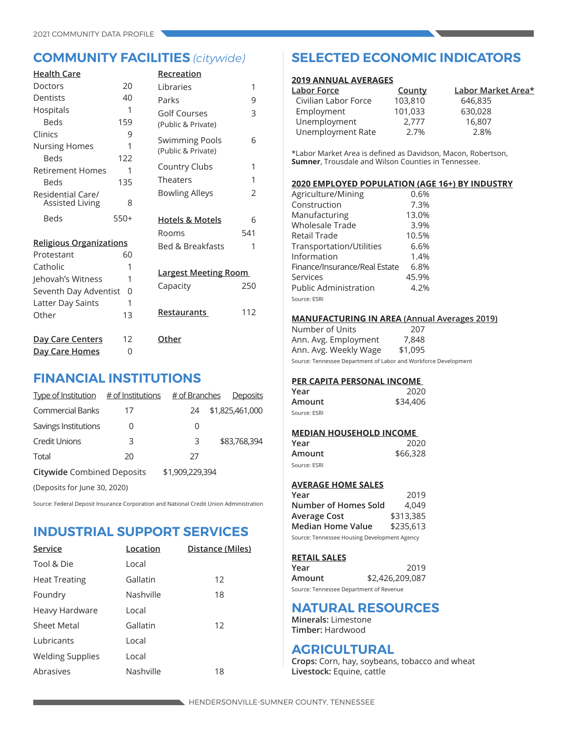## COMMUNITY FACILITIES *(citywide)*

| Health Care | |
|---|---|
| Doctors | 20 |
| Dentists | 40 |
| Hospitals | 1 |
| Beds | 159 |
| Clinics | 9 |
| Nursing Homes | 1 |
| Beds | 122 |
| Retirement Homes | 1 |
| Beds | 135 |
| Residential Care/ Assisted Living | 8 |
| Beds | 550+ |

| Religious Organizations | |
|---|---|
| Protestant | 60 |
| Catholic | 1 |
| Jehovah's Witness | 1 |
| Seventh Day Adventist | 0 |
| Latter Day Saints | 1 |
| Other | 13 |

| | |
|---|---|
| Day Care Centers | 12 |
| Day Care Homes | 0 |

| Recreation | |
|---|---|
| Libraries | 1 |
| Parks | 9 |
| Golf Courses (Public & Private) | 3 |
| Swimming Pools (Public & Private) | 6 |
| Country Clubs | 1 |
| Theaters | 1 |
| Bowling Alleys | 2 |

| Hotels & Motels | 6 |
|---|---|
| Rooms | 541 |
| Bed & Breakfasts | 1 |

| Largest Meeting Room | |
|---|---|
| Capacity | 250 |

| | |
|---|---|
| Restaurants | 112 |

**Other**

## FINANCIAL INSTITUTIONS

| Type of Institution | # of Institutions | # of Branches | Deposits |
|---|---|---|---|
| Commercial Banks | 17 | 24 | $1,825,461,000 |
| Savings Institutions | 0 | 0 | |
| Credit Unions | 3 | 3 | $83,768,394 |
| Total | 20 | 27 | |

**Citywide** Combined Deposits $1,909,229,394

(Deposits for June 30, 2020)

Source: Federal Deposit Insurance Corporation and National Credit Union Administration

## INDUSTRIAL SUPPORT SERVICES

| Service | Location | Distance (Miles) |
|---|---|---|
| Tool & Die | Local | |
| Heat Treating | Gallatin | 12 |
| Foundry | Nashville | 18 |
| Heavy Hardware | Local | |
| Sheet Metal | Gallatin | 12 |
| Lubricants | Local | |
| Welding Supplies | Local | |
| Abrasives | Nashville | 18 |

## SELECTED ECONOMIC INDICATORS

### 2019 ANNUAL AVERAGES

| Labor Force | County | Labor Market Area* |
|---|---|---|
| Civilian Labor Force | 103,810 | 646,835 |
| Employment | 101,033 | 630,028 |
| Unemployment | 2,777 | 16,807 |
| Unemployment Rate | 2.7% | 2.8% |

*Labor Market Area is defined as Davidson, Macon, Robertson, **Sumner**, Trousdale and Wilson Counties in Tennessee.

### 2020 EMPLOYED POPULATION (AGE 16+) BY INDUSTRY

| | |
|---|---|
| Agriculture/Mining | 0.6% |
| Construction | 7.3% |
| Manufacturing | 13.0% |
| Wholesale Trade | 3.9% |
| Retail Trade | 10.5% |
| Transportation/Utilities | 6.6% |
| Information | 1.4% |
| Finance/Insurance/Real Estate | 6.8% |
| Services | 45.9% |
| Public Administration | 4.2% |

Source: ESRI

### MANUFACTURING IN AREA (Annual Averages 2019)

| | |
|---|---|
| Number of Units | 207 |
| Ann. Avg. Employment | 7,848 |
| Ann. Avg. Weekly Wage | $1,095 |

Source: Tennessee Department of Labor and Workforce Development

### PER CAPITA PERSONAL INCOME

| | |
|---|---|
| **Year** | 2020 |
| **Amount** | $34,406 |

Source: ESRI

### MEDIAN HOUSEHOLD INCOME

| | |
|---|---|
| **Year** | 2020 |
| **Amount** | $66,328 |

Source: ESRI

### AVERAGE HOME SALES

| | |
|---|---|
| **Year** | 2019 |
| **Number of Homes Sold** | 4,049 |
| **Average Cost** | $313,385 |
| **Median Home Value** | $235,613 |

Source: Tennessee Housing Development Agency

### RETAIL SALES

| | |
|---|---|
| **Year** | 2019 |
| **Amount** | $2,426,209,087 |

Source: Tennessee Department of Revenue

## NATURAL RESOURCES

**Minerals:** Limestone
**Timber:** Hardwood

## AGRICULTURAL

**Crops:** Corn, hay, soybeans, tobacco and wheat
**Livestock:** Equine, cattle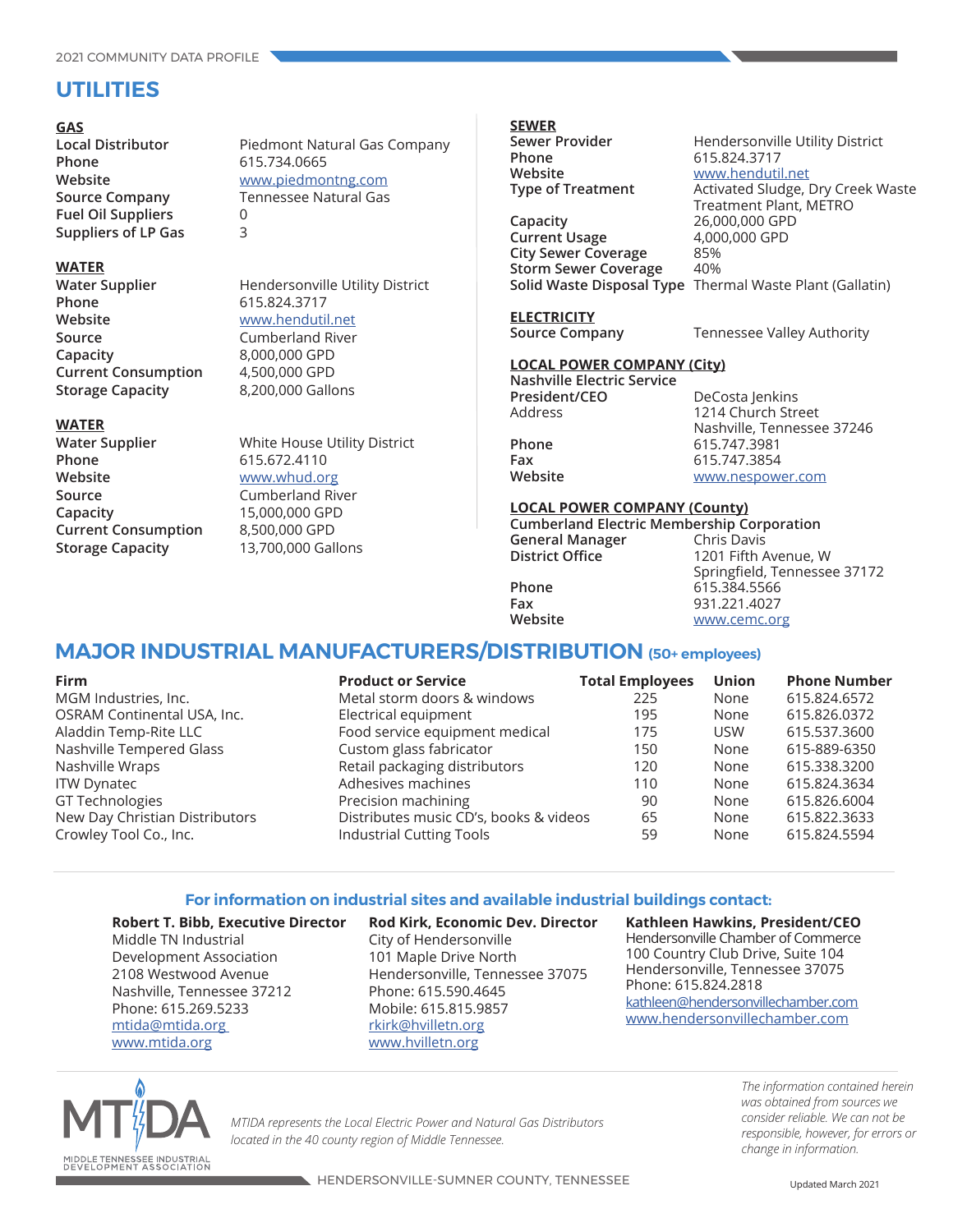# UTILITIES

### GAS

| | |
|---|---|
| **Local Distributor** | Piedmont Natural Gas Company |
| **Phone** | 615.734.0665 |
| **Website** | www.piedmontng.com |
| **Source Company** | Tennessee Natural Gas |
| **Fuel Oil Suppliers** | 0 |
| **Suppliers of LP Gas** | 3 |

### WATER

| | |
|---|---|
| **Water Supplier** | Hendersonville Utility District |
| **Phone** | 615.824.3717 |
| **Website** | www.hendutil.net |
| **Source** | Cumberland River |
| **Capacity** | 8,000,000 GPD |
| **Current Consumption** | 4,500,000 GPD |
| **Storage Capacity** | 8,200,000 Gallons |

### WATER

| | |
|---|---|
| **Water Supplier** | White House Utility District |
| **Phone** | 615.672.4110 |
| **Website** | www.whud.org |
| **Source** | Cumberland River |
| **Capacity** | 15,000,000 GPD |
| **Current Consumption** | 8,500,000 GPD |
| **Storage Capacity** | 13,700,000 Gallons |

### SEWER

| | |
|---|---|
| **Sewer Provider** | Hendersonville Utility District |
| **Phone** | 615.824.3717 |
| **Website** | www.hendutil.net |
| **Type of Treatment** | Activated Sludge, Dry Creek Waste Treatment Plant, METRO |
| **Capacity** | 26,000,000 GPD |
| **Current Usage** | 4,000,000 GPD |
| **City Sewer Coverage** | 85% |
| **Storm Sewer Coverage** | 40% |
| **Solid Waste Disposal Type** | Thermal Waste Plant (Gallatin) |

### ELECTRICITY

| | |
|---|---|
| **Source Company** | Tennessee Valley Authority |

### LOCAL POWER COMPANY (City)

**Nashville Electric Service**

| | |
|---|---|
| **President/CEO** | DeCosta Jenkins |
| **Address** | 1214 Church Street<br>Nashville, Tennessee 37246 |
| **Phone** | 615.747.3981 |
| **Fax** | 615.747.3854 |
| **Website** | www.nespower.com |

### LOCAL POWER COMPANY (County)

**Cumberland Electric Membership Corporation**

| | |
|---|---|
| **General Manager** | Chris Davis |
| **District Office** | 1201 Fifth Avenue, W<br>Springfield, Tennessee 37172 |
| **Phone** | 615.384.5566 |
| **Fax** | 931.221.4027 |
| **Website** | www.cemc.org |

# MAJOR INDUSTRIAL MANUFACTURERS/DISTRIBUTION (50+ employees)

| Firm | Product or Service | Total Employees | Union | Phone Number |
|---|---|---|---|---|
| MGM Industries, Inc. | Metal storm doors & windows | 225 | None | 615.824.6572 |
| OSRAM Continental USA, Inc. | Electrical equipment | 195 | None | 615.826.0372 |
| Aladdin Temp-Rite LLC | Food service equipment medical | 175 | USW | 615.537.3600 |
| Nashville Tempered Glass | Custom glass fabricator | 150 | None | 615-889-6350 |
| Nashville Wraps | Retail packaging distributors | 120 | None | 615.338.3200 |
| ITW Dynatec | Adhesives machines | 110 | None | 615.824.3634 |
| GT Technologies | Precision machining | 90 | None | 615.826.6004 |
| New Day Christian Distributors | Distributes music CD's, books & videos | 65 | None | 615.822.3633 |
| Crowley Tool Co., Inc. | Industrial Cutting Tools | 59 | None | 615.824.5594 |

## For information on industrial sites and available industrial buildings contact:

**Robert T. Bibb, Executive Director**
Middle TN Industrial Development Association
2108 Westwood Avenue
Nashville, Tennessee 37212
Phone: 615.269.5233
mtida@mtida.org
www.mtida.org

**Rod Kirk, Economic Dev. Director**
City of Hendersonville
101 Maple Drive North
Hendersonville, Tennessee 37075
Phone: 615.590.4645
Mobile: 615.815.9857
rkirk@hvilletn.org
www.hvilletn.org

**Kathleen Hawkins, President/CEO**
Hendersonville Chamber of Commerce
100 Country Club Drive, Suite 104
Hendersonville, Tennessee 37075
Phone: 615.824.2818
kathleen@hendersonvillechamber.com
www.hendersonvillechamber.com

MTIDA — MIDDLE TENNESSEE INDUSTRIAL DEVELOPMENT ASSOCIATION

*MTIDA represents the Local Electric Power and Natural Gas Distributors located in the 40 county region of Middle Tennessee.*

*The information contained herein was obtained from sources we consider reliable. We can not be responsible, however, for errors or change in information.*

Updated March 2021